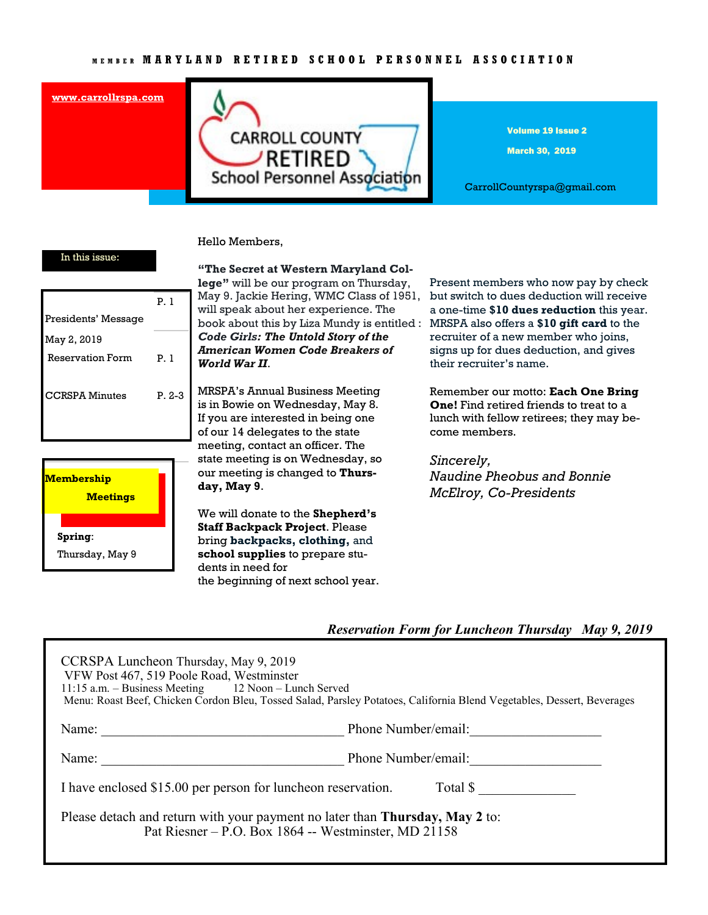MEMBER MARYLAND RETIRED SCHOOL PERSONNEL ASSOCIATION

www.carrollrspa.com

# CARROLL COUNTY RETIRED School Personnel Association

Volume 19 Issue 2

March 30, 2019

CarrollCountyrspa@gmail.com

**In this issue:**

| | |
|---|---|
| Presidents' Message | P. 1 |
| May 2, 2019 Reservation Form | P. 1 |
| CCRSPA Minutes | P. 2-3 |

**Membership Meetings**

**Spring**: Thursday, May 9

Hello Members,

**"The Secret at Western Maryland College"** will be our program on Thursday, May 9. Jackie Hering, WMC Class of 1951, will speak about her experience. The book about this by Liza Mundy is entitled : ***Code Girls: The Untold Story of the American Women Code Breakers of World War II***.

MRSPA's Annual Business Meeting is in Bowie on Wednesday, May 8. If you are interested in being one of our 14 delegates to the state meeting, contact an officer. The state meeting is on Wednesday, so our meeting is changed to **Thursday, May 9**.

We will donate to the **Shepherd's Staff Backpack Project**. Please bring **backpacks, clothing,** and **school supplies** to prepare students in need for the beginning of next school year.

Present members who now pay by check but switch to dues deduction will receive a one-time **$10 dues reduction** this year. MRSPA also offers a **$10 gift card** to the recruiter of a new member who joins, signs up for dues deduction, and gives their recruiter's name.

Remember our motto: **Each One Bring One!** Find retired friends to treat to a lunch with fellow retirees; they may become members.

*Sincerely,*
*Naudine Pheobus and Bonnie McElroy, Co-Presidents*

***Reservation Form for Luncheon Thursday May 9, 2019***

CCRSPA Luncheon Thursday, May 9, 2019
VFW Post 467, 519 Poole Road, Westminster
11:15 a.m. – Business Meeting 12 Noon – Lunch Served
Menu: Roast Beef, Chicken Cordon Bleu, Tossed Salad, Parsley Potatoes, California Blend Vegetables, Dessert, Beverages

Name: ___________________________________ Phone Number/email:__________________

Name: ___________________________________ Phone Number/email:__________________

I have enclosed $15.00 per person for luncheon reservation. Total $ ______________

Please detach and return with your payment no later than **Thursday, May 2** to:
Pat Riesner – P.O. Box 1864 -- Westminster, MD 21158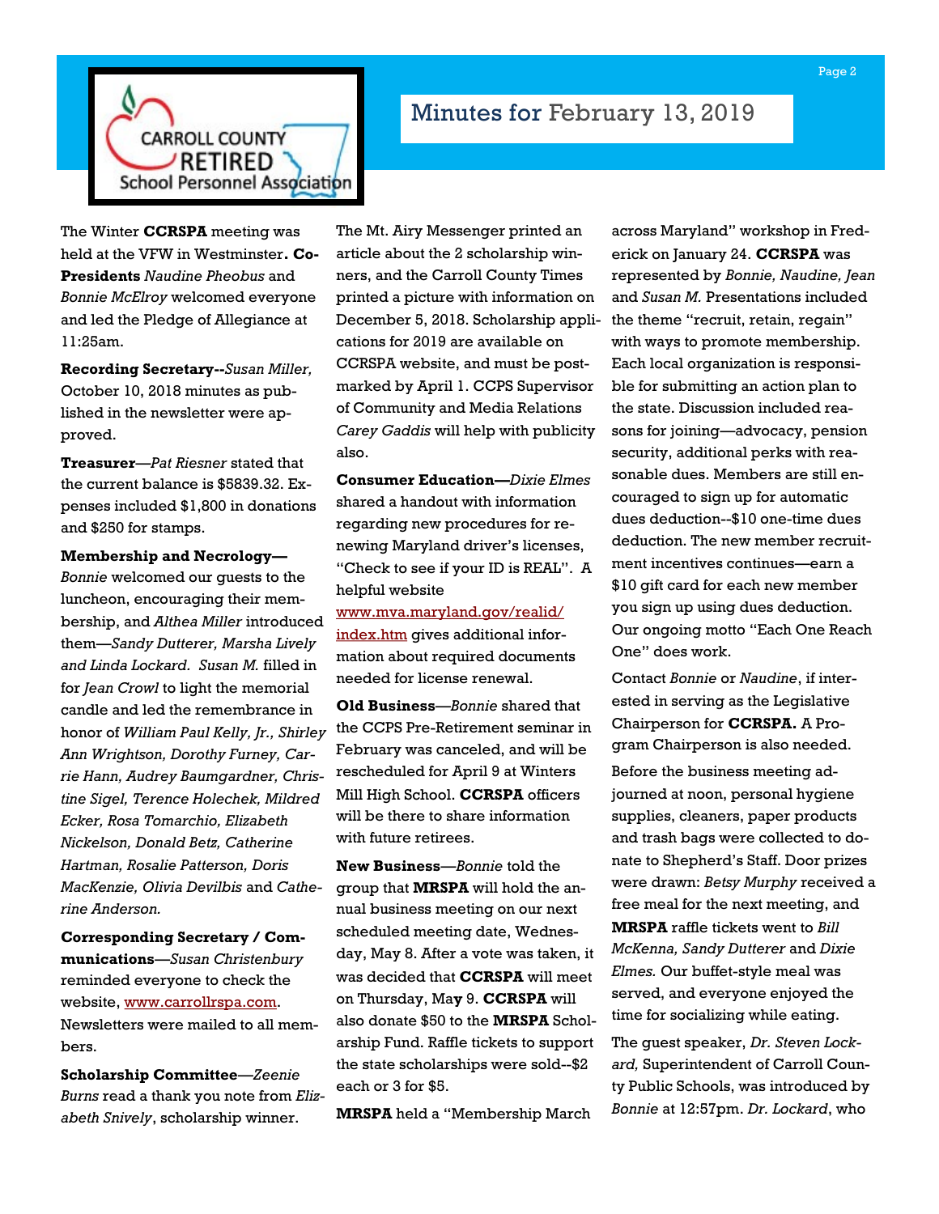# Minutes for February 13, 2019

The Winter **CCRSPA** meeting was held at the VFW in Westminster**. Co-Presidents** *Naudine Pheobus* and *Bonnie McElroy* welcomed everyone and led the Pledge of Allegiance at 11:25am.

**Recording Secretary--***Susan Miller,* October 10, 2018 minutes as published in the newsletter were approved.

**Treasurer**—*Pat Riesner* stated that the current balance is $5839.32. Expenses included $1,800 in donations and $250 for stamps.

**Membership and Necrology—** *Bonnie* welcomed our guests to the luncheon, encouraging their membership, and *Althea Miller* introduced them—*Sandy Dutterer, Marsha Lively and Linda Lockard. Susan M.* filled in for *Jean Crowl* to light the memorial candle and led the remembrance in honor of *William Paul Kelly, Jr., Shirley Ann Wrightson, Dorothy Furney, Carrie Hann, Audrey Baumgardner, Christine Sigel, Terence Holechek, Mildred Ecker, Rosa Tomarchio, Elizabeth Nickelson, Donald Betz, Catherine Hartman, Rosalie Patterson, Doris MacKenzie, Olivia Devilbis* and *Catherine Anderson.*

**Corresponding Secretary / Communications**—*Susan Christenbury* reminded everyone to check the website, www.carrollrspa.com. Newsletters were mailed to all members.

**Scholarship Committee**—*Zeenie Burns* read a thank you note from *Elizabeth Snively*, scholarship winner. The Mt. Airy Messenger printed an article about the 2 scholarship winners, and the Carroll County Times printed a picture with information on December 5, 2018. Scholarship applications for 2019 are available on CCRSPA website, and must be postmarked by April 1. CCPS Supervisor of Community and Media Relations *Carey Gaddis* will help with publicity also.

**Consumer Education—***Dixie Elmes* shared a handout with information regarding new procedures for renewing Maryland driver's licenses, "Check to see if your ID is REAL". A helpful website www.mva.maryland.gov/realid/index.htm gives additional information about required documents needed for license renewal.

**Old Business**—*Bonnie* shared that the CCPS Pre-Retirement seminar in February was canceled, and will be rescheduled for April 9 at Winters Mill High School. **CCRSPA** officers will be there to share information with future retirees.

**New Business**—*Bonnie* told the group that **MRSPA** will hold the annual business meeting on our next scheduled meeting date, Wednesday, May 8. After a vote was taken, it was decided that **CCRSPA** will meet on Thursday, May 9. **CCRSPA** will also donate $50 to the **MRSPA** Scholarship Fund. Raffle tickets to support the state scholarships were sold--$2 each or 3 for $5.

**MRSPA** held a "Membership March across Maryland" workshop in Frederick on January 24. **CCRSPA** was represented by *Bonnie, Naudine, Jean* and *Susan M.* Presentations included the theme "recruit, retain, regain" with ways to promote membership. Each local organization is responsible for submitting an action plan to the state. Discussion included reasons for joining—advocacy, pension security, additional perks with reasonable dues. Members are still encouraged to sign up for automatic dues deduction--$10 one-time dues deduction. The new member recruitment incentives continues—earn a $10 gift card for each new member you sign up using dues deduction. Our ongoing motto "Each One Reach One" does work.

Contact *Bonnie* or *Naudine*, if interested in serving as the Legislative Chairperson for **CCRSPA.** A Program Chairperson is also needed.

Before the business meeting adjourned at noon, personal hygiene supplies, cleaners, paper products and trash bags were collected to donate to Shepherd's Staff. Door prizes were drawn: *Betsy Murphy* received a free meal for the next meeting, and **MRSPA** raffle tickets went to *Bill McKenna, Sandy Dutterer* and *Dixie Elmes.* Our buffet-style meal was served, and everyone enjoyed the time for socializing while eating.

The guest speaker, *Dr. Steven Lockard,* Superintendent of Carroll County Public Schools, was introduced by *Bonnie* at 12:57pm. *Dr. Lockard*, who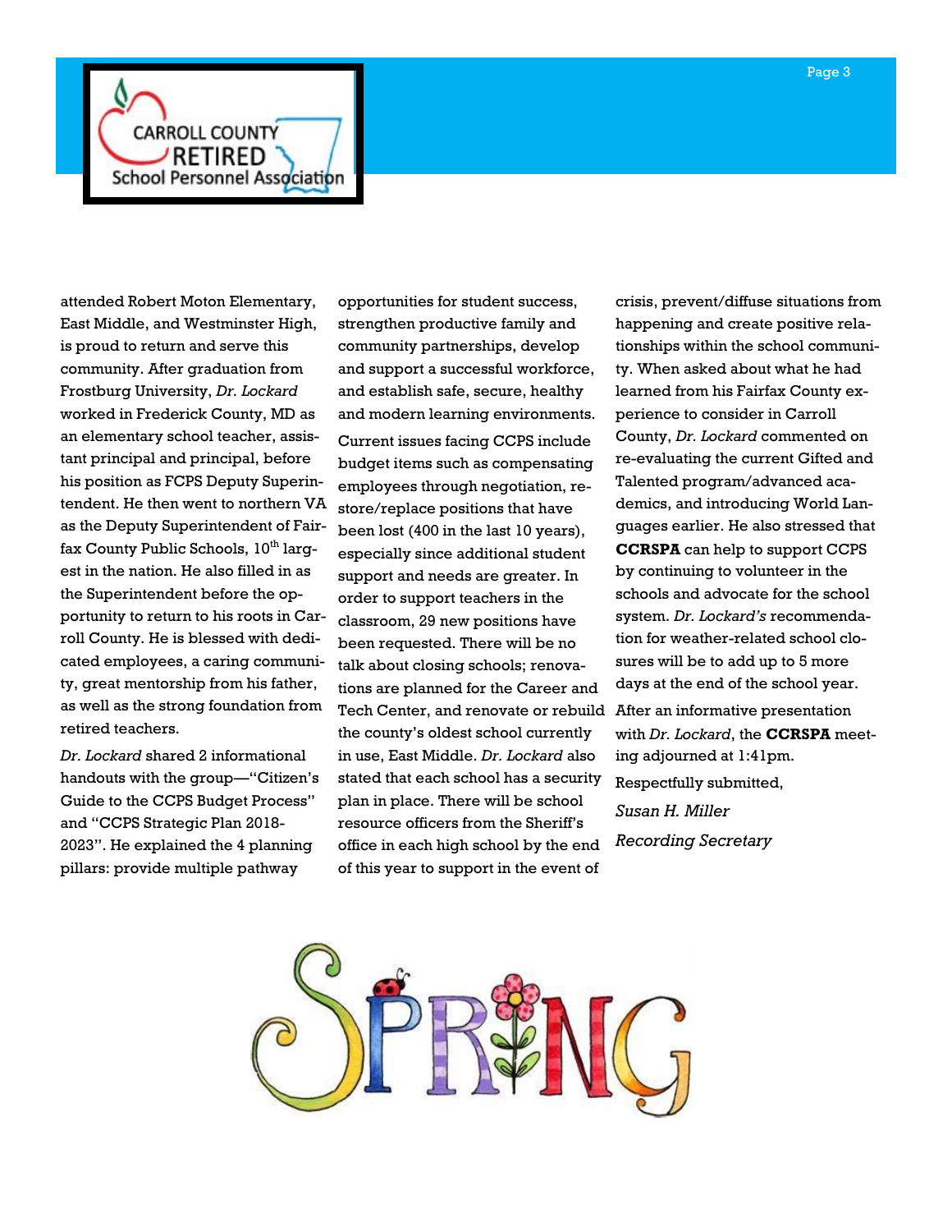attended Robert Moton Elementary, East Middle, and Westminster High, is proud to return and serve this community. After graduation from Frostburg University, *Dr. Lockard* worked in Frederick County, MD as an elementary school teacher, assistant principal and principal, before his position as FCPS Deputy Superintendent. He then went to northern VA as the Deputy Superintendent of Fairfax County Public Schools, 10th largest in the nation. He also filled in as the Superintendent before the opportunity to return to his roots in Carroll County. He is blessed with dedicated employees, a caring community, great mentorship from his father, as well as the strong foundation from retired teachers.

*Dr. Lockard* shared 2 informational handouts with the group—"Citizen's Guide to the CCPS Budget Process" and "CCPS Strategic Plan 2018-2023". He explained the 4 planning pillars: provide multiple pathway opportunities for student success, strengthen productive family and community partnerships, develop and support a successful workforce, and establish safe, secure, healthy and modern learning environments.

Current issues facing CCPS include budget items such as compensating employees through negotiation, restore/replace positions that have been lost (400 in the last 10 years), especially since additional student support and needs are greater. In order to support teachers in the classroom, 29 new positions have been requested. There will be no talk about closing schools; renovations are planned for the Career and Tech Center, and renovate or rebuild the county's oldest school currently in use, East Middle. *Dr. Lockard* also stated that each school has a security plan in place. There will be school resource officers from the Sheriff's office in each high school by the end of this year to support in the event of crisis, prevent/diffuse situations from happening and create positive relationships within the school community. When asked about what he had learned from his Fairfax County experience to consider in Carroll County, *Dr. Lockard* commented on re-evaluating the current Gifted and Talented program/advanced academics, and introducing World Languages earlier. He also stressed that **CCRSPA** can help to support CCPS by continuing to volunteer in the schools and advocate for the school system. *Dr. Lockard's* recommendation for weather-related school closures will be to add up to 5 more days at the end of the school year.

After an informative presentation with *Dr. Lockard*, the **CCRSPA** meeting adjourned at 1:41pm.

Respectfully submitted,

*Susan H. Miller*

*Recording Secretary*